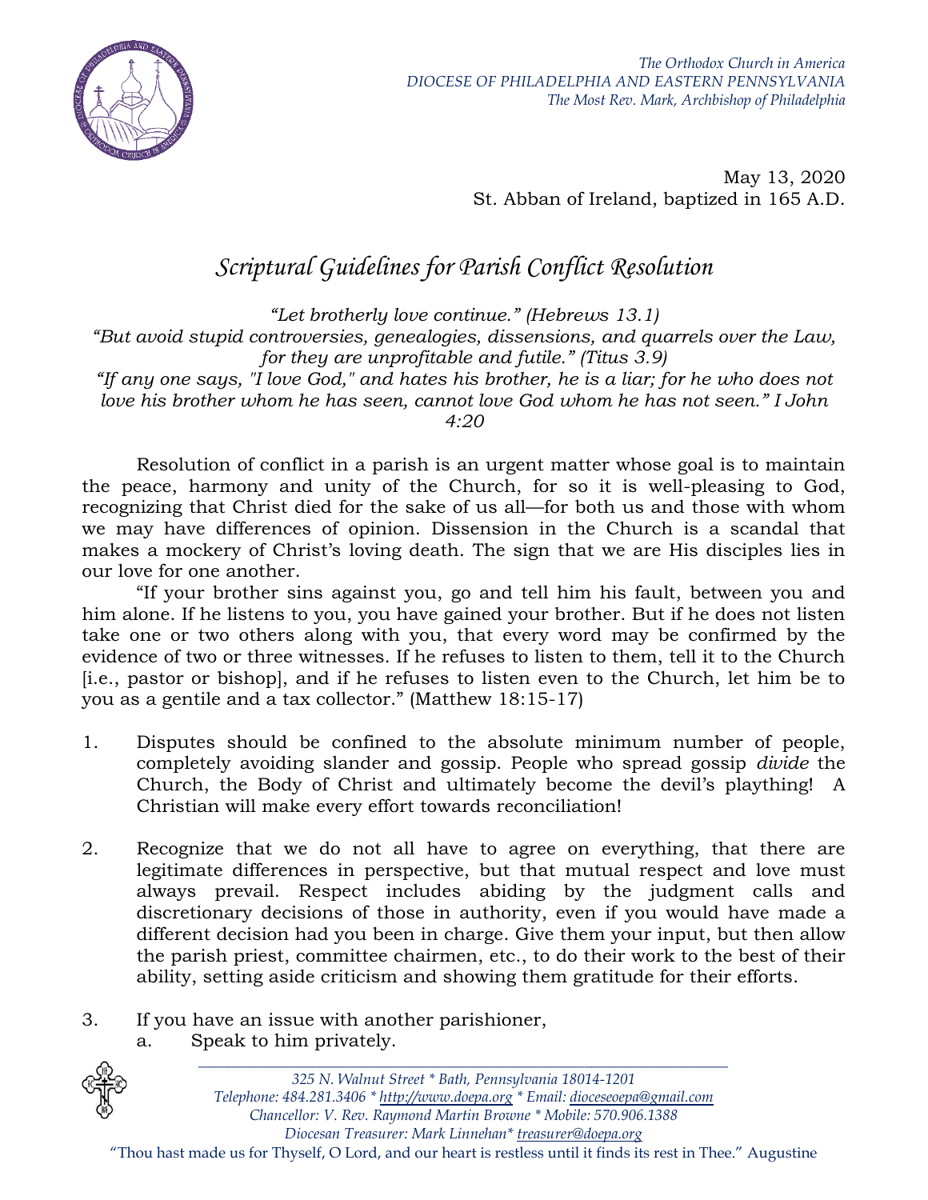*The Orthodox Church in America*
*DIOCESE OF PHILADELPHIA AND EASTERN PENNSYLVANIA*
*The Most Rev. Mark, Archbishop of Philadelphia*

May 13, 2020
St. Abban of Ireland, baptized in 165 A.D.

# *Scriptural Guidelines for Parish Conflict Resolution*

*"Let brotherly love continue." (Hebrews 13.1)*
*"But avoid stupid controversies, genealogies, dissensions, and quarrels over the Law, for they are unprofitable and futile." (Titus 3.9)*
*"If any one says, "I love God," and hates his brother, he is a liar; for he who does not love his brother whom he has seen, cannot love God whom he has not seen." I John 4:20*

Resolution of conflict in a parish is an urgent matter whose goal is to maintain the peace, harmony and unity of the Church, for so it is well-pleasing to God, recognizing that Christ died for the sake of us all—for both us and those with whom we may have differences of opinion. Dissension in the Church is a scandal that makes a mockery of Christ's loving death. The sign that we are His disciples lies in our love for one another.

"If your brother sins against you, go and tell him his fault, between you and him alone. If he listens to you, you have gained your brother. But if he does not listen take one or two others along with you, that every word may be confirmed by the evidence of two or three witnesses. If he refuses to listen to them, tell it to the Church [i.e., pastor or bishop], and if he refuses to listen even to the Church, let him be to you as a gentile and a tax collector." (Matthew 18:15-17)

1. Disputes should be confined to the absolute minimum number of people, completely avoiding slander and gossip. People who spread gossip *divide* the Church, the Body of Christ and ultimately become the devil's plaything! A Christian will make every effort towards reconciliation!

2. Recognize that we do not all have to agree on everything, that there are legitimate differences in perspective, but that mutual respect and love must always prevail. Respect includes abiding by the judgment calls and discretionary decisions of those in authority, even if you would have made a different decision had you been in charge. Give them your input, but then allow the parish priest, committee chairmen, etc., to do their work to the best of their ability, setting aside criticism and showing them gratitude for their efforts.

3. If you have an issue with another parishioner,
    a. Speak to him privately.

*325 N. Walnut Street * Bath, Pennsylvania 18014-1201*
*Telephone: 484.281.3406 * http://www.doepa.org * Email: dioceseoepa@gmail.com*
*Chancellor: V. Rev. Raymond Martin Browne * Mobile: 570.906.1388*
*Diocesan Treasurer: Mark Linnehan* treasurer@doepa.org*

"Thou hast made us for Thyself, O Lord, and our heart is restless until it finds its rest in Thee." Augustine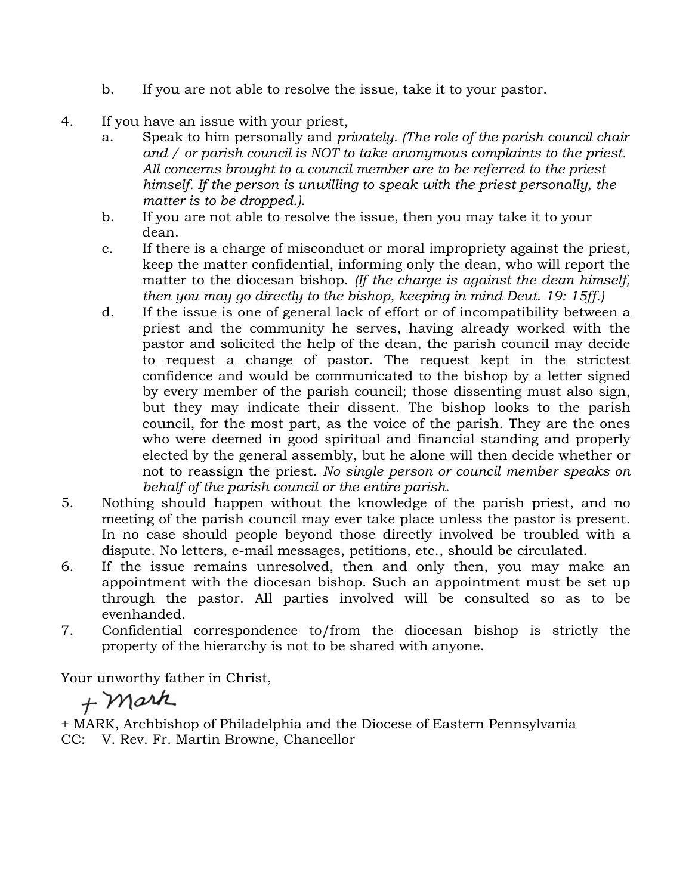b. If you are not able to resolve the issue, take it to your pastor.

4. If you have an issue with your priest,
   a. Speak to him personally and *privately. (The role of the parish council chair and / or parish council is NOT to take anonymous complaints to the priest. All concerns brought to a council member are to be referred to the priest himself. If the person is unwilling to speak with the priest personally, the matter is to be dropped.)*.
   b. If you are not able to resolve the issue, then you may take it to your dean.
   c. If there is a charge of misconduct or moral impropriety against the priest, keep the matter confidential, informing only the dean, who will report the matter to the diocesan bishop. *(If the charge is against the dean himself, then you may go directly to the bishop, keeping in mind Deut. 19: 15ff.)*
   d. If the issue is one of general lack of effort or of incompatibility between a priest and the community he serves, having already worked with the pastor and solicited the help of the dean, the parish council may decide to request a change of pastor. The request kept in the strictest confidence and would be communicated to the bishop by a letter signed by every member of the parish council; those dissenting must also sign, but they may indicate their dissent. The bishop looks to the parish council, for the most part, as the voice of the parish. They are the ones who were deemed in good spiritual and financial standing and properly elected by the general assembly, but he alone will then decide whether or not to reassign the priest. *No single person or council member speaks on behalf of the parish council or the entire parish*.
5. Nothing should happen without the knowledge of the parish priest, and no meeting of the parish council may ever take place unless the pastor is present. In no case should people beyond those directly involved be troubled with a dispute. No letters, e-mail messages, petitions, etc., should be circulated.
6. If the issue remains unresolved, then and only then, you may make an appointment with the diocesan bishop. Such an appointment must be set up through the pastor. All parties involved will be consulted so as to be evenhanded.
7. Confidential correspondence to/from the diocesan bishop is strictly the property of the hierarchy is not to be shared with anyone.

Your unworthy father in Christ,

+ Mark

+ MARK, Archbishop of Philadelphia and the Diocese of Eastern Pennsylvania
CC: V. Rev. Fr. Martin Browne, Chancellor